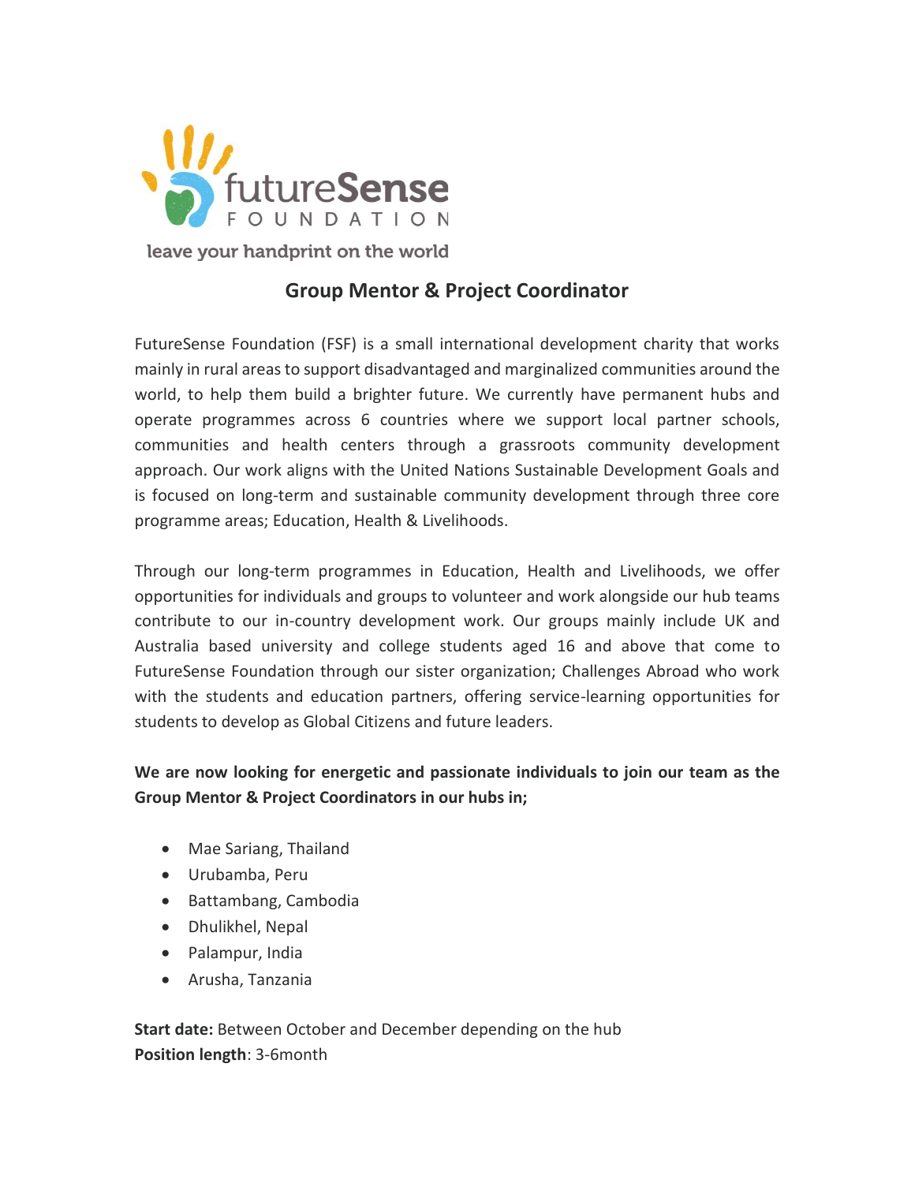futureSense FOUNDATION

leave your handprint on the world

# Group Mentor & Project Coordinator

FutureSense Foundation (FSF) is a small international development charity that works mainly in rural areas to support disadvantaged and marginalized communities around the world, to help them build a brighter future. We currently have permanent hubs and operate programmes across 6 countries where we support local partner schools, communities and health centers through a grassroots community development approach. Our work aligns with the United Nations Sustainable Development Goals and is focused on long-term and sustainable community development through three core programme areas; Education, Health & Livelihoods.

Through our long-term programmes in Education, Health and Livelihoods, we offer opportunities for individuals and groups to volunteer and work alongside our hub teams contribute to our in-country development work. Our groups mainly include UK and Australia based university and college students aged 16 and above that come to FutureSense Foundation through our sister organization; Challenges Abroad who work with the students and education partners, offering service-learning opportunities for students to develop as Global Citizens and future leaders.

**We are now looking for energetic and passionate individuals to join our team as the Group Mentor & Project Coordinators in our hubs in;**

- Mae Sariang, Thailand
- Urubamba, Peru
- Battambang, Cambodia
- Dhulikhel, Nepal
- Palampur, India
- Arusha, Tanzania

**Start date:** Between October and December depending on the hub
**Position length**: 3-6month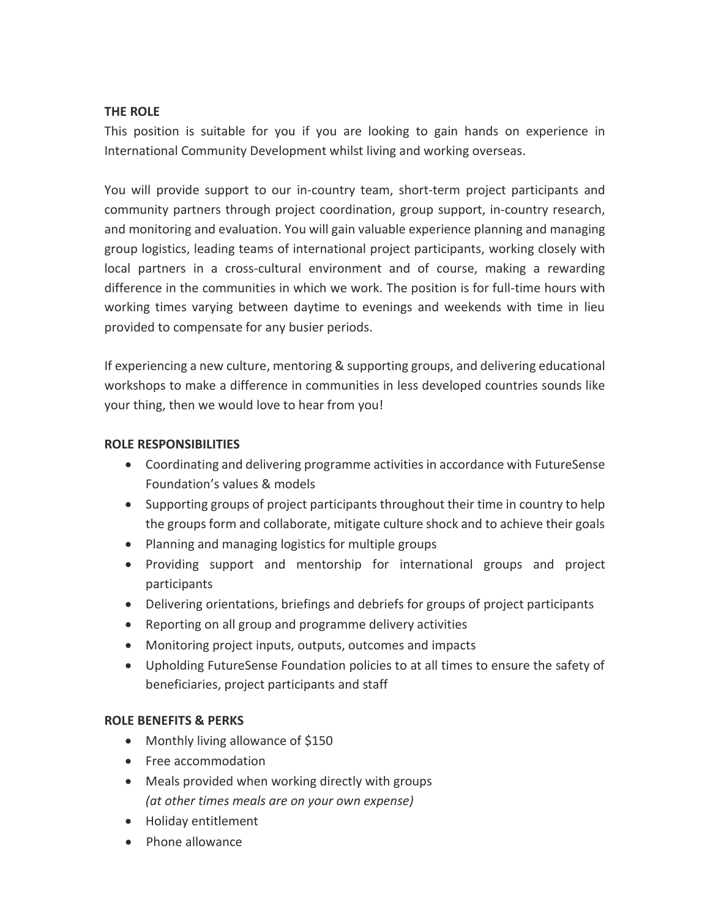**THE ROLE**

This position is suitable for you if you are looking to gain hands on experience in International Community Development whilst living and working overseas.

You will provide support to our in-country team, short-term project participants and community partners through project coordination, group support, in-country research, and monitoring and evaluation. You will gain valuable experience planning and managing group logistics, leading teams of international project participants, working closely with local partners in a cross-cultural environment and of course, making a rewarding difference in the communities in which we work. The position is for full-time hours with working times varying between daytime to evenings and weekends with time in lieu provided to compensate for any busier periods.

If experiencing a new culture, mentoring & supporting groups, and delivering educational workshops to make a difference in communities in less developed countries sounds like your thing, then we would love to hear from you!

**ROLE RESPONSIBILITIES**

- Coordinating and delivering programme activities in accordance with FutureSense Foundation's values & models
- Supporting groups of project participants throughout their time in country to help the groups form and collaborate, mitigate culture shock and to achieve their goals
- Planning and managing logistics for multiple groups
- Providing support and mentorship for international groups and project participants
- Delivering orientations, briefings and debriefs for groups of project participants
- Reporting on all group and programme delivery activities
- Monitoring project inputs, outputs, outcomes and impacts
- Upholding FutureSense Foundation policies to at all times to ensure the safety of beneficiaries, project participants and staff

**ROLE BENEFITS & PERKS**

- Monthly living allowance of $150
- Free accommodation
- Meals provided when working directly with groups
  *(at other times meals are on your own expense)*
- Holiday entitlement
- Phone allowance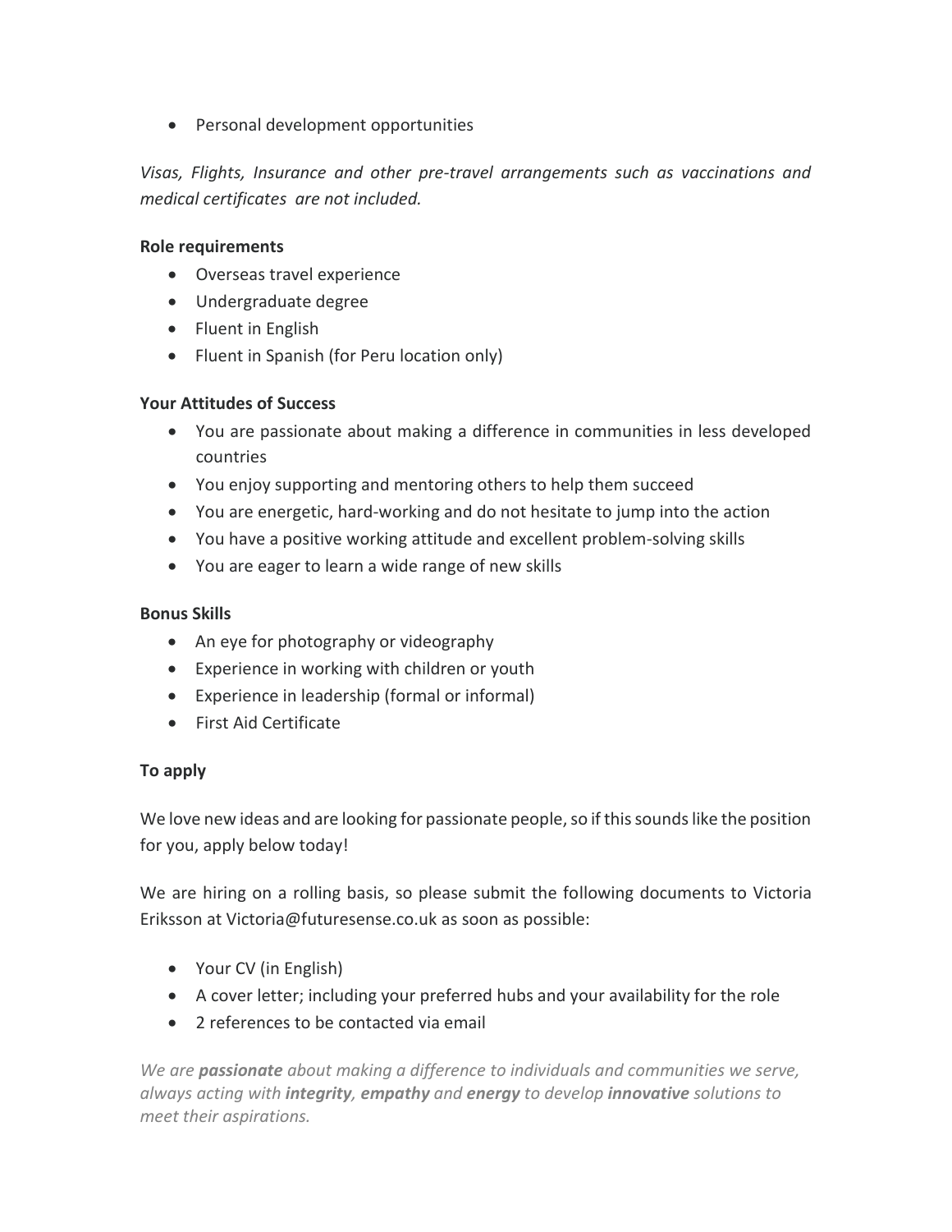- Personal development opportunities

*Visas, Flights, Insurance and other pre-travel arrangements such as vaccinations and medical certificates are not included.*

**Role requirements**

- Overseas travel experience
- Undergraduate degree
- Fluent in English
- Fluent in Spanish (for Peru location only)

**Your Attitudes of Success**

- You are passionate about making a difference in communities in less developed countries
- You enjoy supporting and mentoring others to help them succeed
- You are energetic, hard-working and do not hesitate to jump into the action
- You have a positive working attitude and excellent problem-solving skills
- You are eager to learn a wide range of new skills

**Bonus Skills**

- An eye for photography or videography
- Experience in working with children or youth
- Experience in leadership (formal or informal)
- First Aid Certificate

**To apply**

We love new ideas and are looking for passionate people, so if this sounds like the position for you, apply below today!

We are hiring on a rolling basis, so please submit the following documents to Victoria Eriksson at Victoria@futuresense.co.uk as soon as possible:

- Your CV (in English)
- A cover letter; including your preferred hubs and your availability for the role
- 2 references to be contacted via email

*We are **passionate** about making a difference to individuals and communities we serve, always acting with **integrity**, **empathy** and **energy** to develop **innovative** solutions to meet their aspirations.*